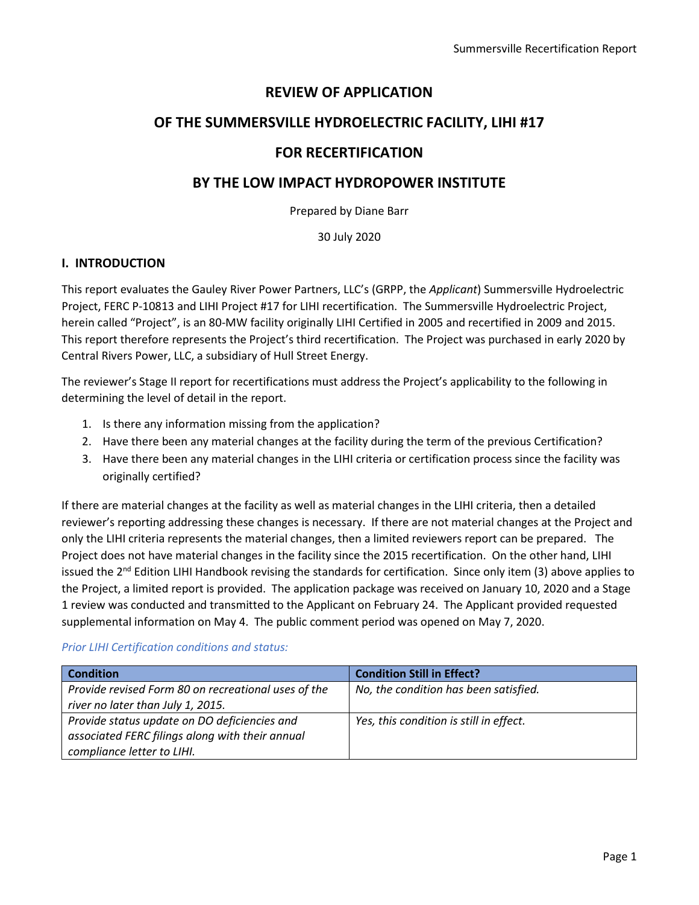# REVIEW OF APPLICATION

# OF THE SUMMERSVILLE HYDROELECTRIC FACILITY, LIHI #17

# FOR RECERTIFICATION

# BY THE LOW IMPACT HYDROPOWER INSTITUTE

Prepared by Diane Barr

30 July 2020

## I. INTRODUCTION

This report evaluates the Gauley River Power Partners, LLC's (GRPP, the *Applicant*) Summersville Hydroelectric Project, FERC P-10813 and LIHI Project #17 for LIHI recertification. The Summersville Hydroelectric Project, herein called "Project", is an 80-MW facility originally LIHI Certified in 2005 and recertified in 2009 and 2015. This report therefore represents the Project's third recertification. The Project was purchased in early 2020 by Central Rivers Power, LLC, a subsidiary of Hull Street Energy.

The reviewer's Stage II report for recertifications must address the Project's applicability to the following in determining the level of detail in the report.

1. Is there any information missing from the application?
2. Have there been any material changes at the facility during the term of the previous Certification?
3. Have there been any material changes in the LIHI criteria or certification process since the facility was originally certified?

If there are material changes at the facility as well as material changes in the LIHI criteria, then a detailed reviewer's reporting addressing these changes is necessary. If there are not material changes at the Project and only the LIHI criteria represents the material changes, then a limited reviewers report can be prepared. The Project does not have material changes in the facility since the 2015 recertification. On the other hand, LIHI issued the 2nd Edition LIHI Handbook revising the standards for certification. Since only item (3) above applies to the Project, a limited report is provided. The application package was received on January 10, 2020 and a Stage 1 review was conducted and transmitted to the Applicant on February 24. The Applicant provided requested supplemental information on May 4. The public comment period was opened on May 7, 2020.

*Prior LIHI Certification conditions and status:*

| Condition | Condition Still in Effect? |
| --- | --- |
| *Provide revised Form 80 on recreational uses of the river no later than July 1, 2015.* | *No, the condition has been satisfied.* |
| *Provide status update on DO deficiencies and associated FERC filings along with their annual compliance letter to LIHI.* | *Yes, this condition is still in effect.* |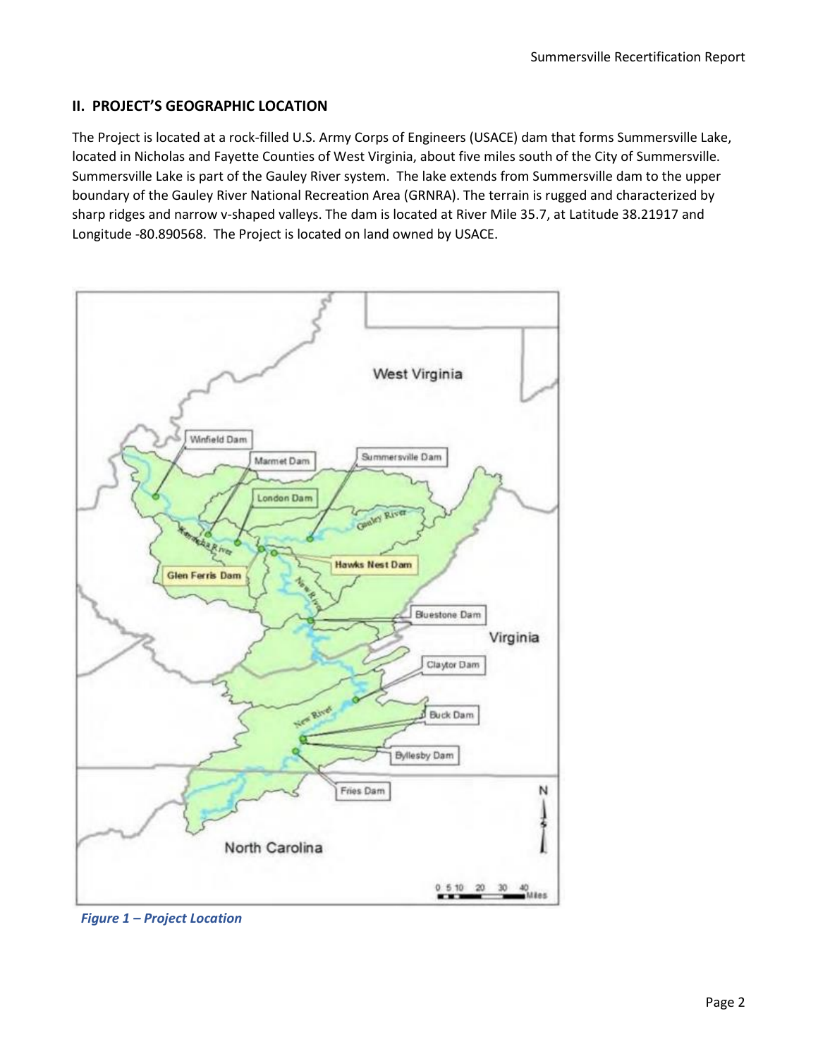## II. PROJECT'S GEOGRAPHIC LOCATION

The Project is located at a rock-filled U.S. Army Corps of Engineers (USACE) dam that forms Summersville Lake, located in Nicholas and Fayette Counties of West Virginia, about five miles south of the City of Summersville. Summersville Lake is part of the Gauley River system. The lake extends from Summersville dam to the upper boundary of the Gauley River National Recreation Area (GRNRA). The terrain is rugged and characterized by sharp ridges and narrow v-shaped valleys. The dam is located at River Mile 35.7, at Latitude 38.21917 and Longitude -80.890568. The Project is located on land owned by USACE.

*Figure 1 – Project Location*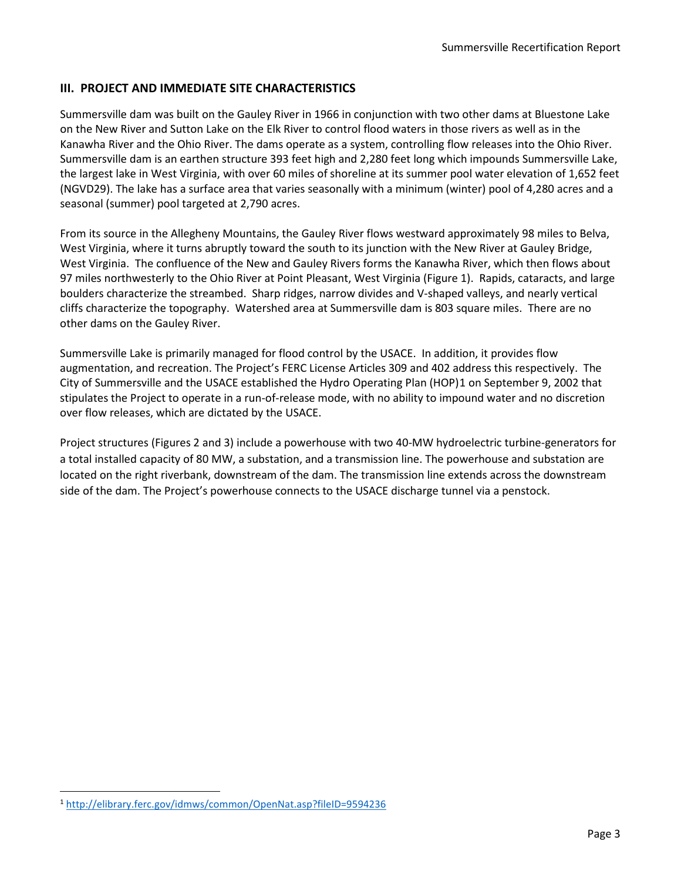## III. PROJECT AND IMMEDIATE SITE CHARACTERISTICS

Summersville dam was built on the Gauley River in 1966 in conjunction with two other dams at Bluestone Lake on the New River and Sutton Lake on the Elk River to control flood waters in those rivers as well as in the Kanawha River and the Ohio River. The dams operate as a system, controlling flow releases into the Ohio River. Summersville dam is an earthen structure 393 feet high and 2,280 feet long which impounds Summersville Lake, the largest lake in West Virginia, with over 60 miles of shoreline at its summer pool water elevation of 1,652 feet (NGVD29). The lake has a surface area that varies seasonally with a minimum (winter) pool of 4,280 acres and a seasonal (summer) pool targeted at 2,790 acres.

From its source in the Allegheny Mountains, the Gauley River flows westward approximately 98 miles to Belva, West Virginia, where it turns abruptly toward the south to its junction with the New River at Gauley Bridge, West Virginia. The confluence of the New and Gauley Rivers forms the Kanawha River, which then flows about 97 miles northwesterly to the Ohio River at Point Pleasant, West Virginia (Figure 1). Rapids, cataracts, and large boulders characterize the streambed. Sharp ridges, narrow divides and V-shaped valleys, and nearly vertical cliffs characterize the topography. Watershed area at Summersville dam is 803 square miles. There are no other dams on the Gauley River.

Summersville Lake is primarily managed for flood control by the USACE. In addition, it provides flow augmentation, and recreation. The Project's FERC License Articles 309 and 402 address this respectively. The City of Summersville and the USACE established the Hydro Operating Plan (HOP)[1] on September 9, 2002 that stipulates the Project to operate in a run-of-release mode, with no ability to impound water and no discretion over flow releases, which are dictated by the USACE.

Project structures (Figures 2 and 3) include a powerhouse with two 40-MW hydroelectric turbine-generators for a total installed capacity of 80 MW, a substation, and a transmission line. The powerhouse and substation are located on the right riverbank, downstream of the dam. The transmission line extends across the downstream side of the dam. The Project's powerhouse connects to the USACE discharge tunnel via a penstock.

[1] http://elibrary.ferc.gov/idmws/common/OpenNat.asp?fileID=9594236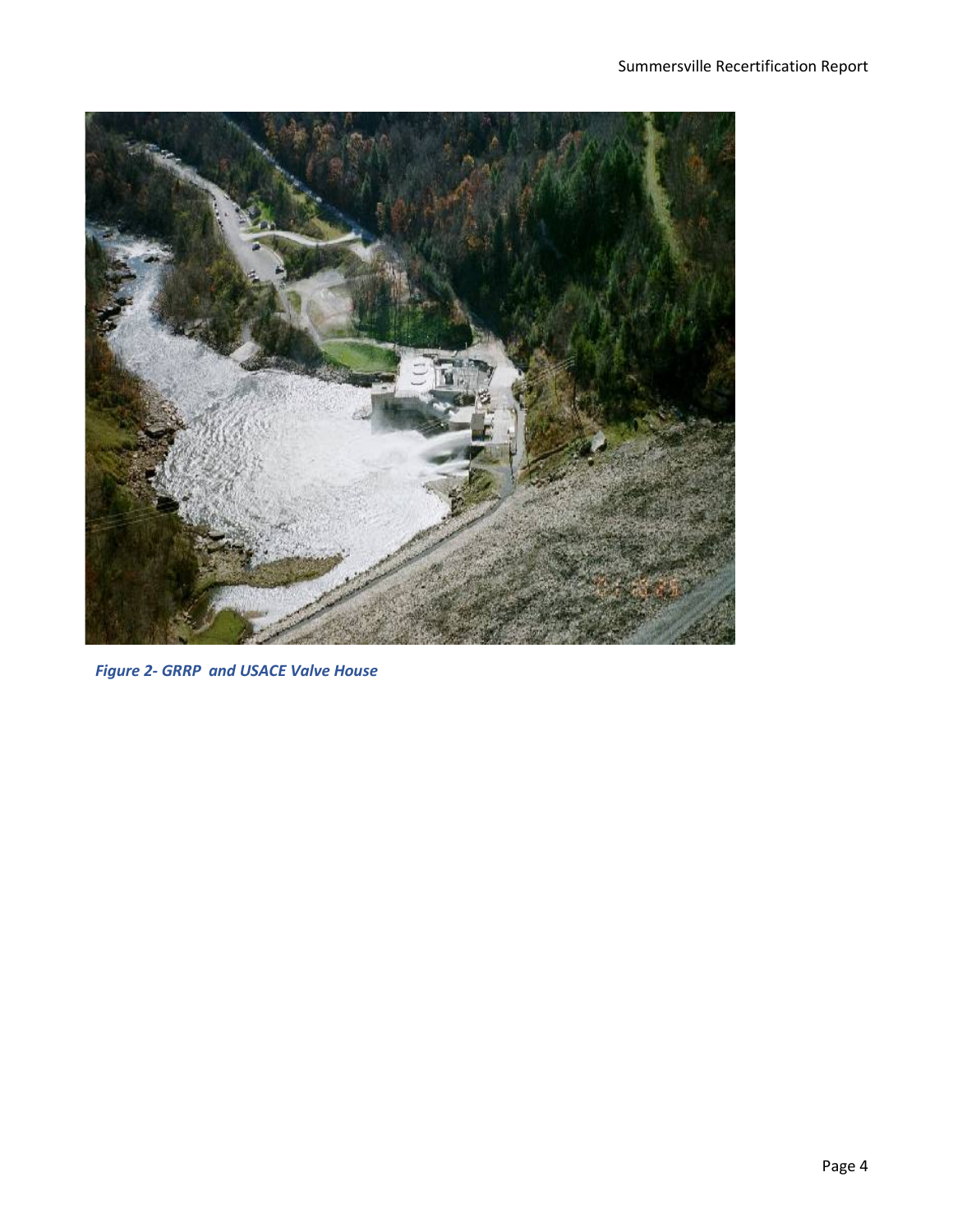*Figure 2- GRRP  and USACE Valve House*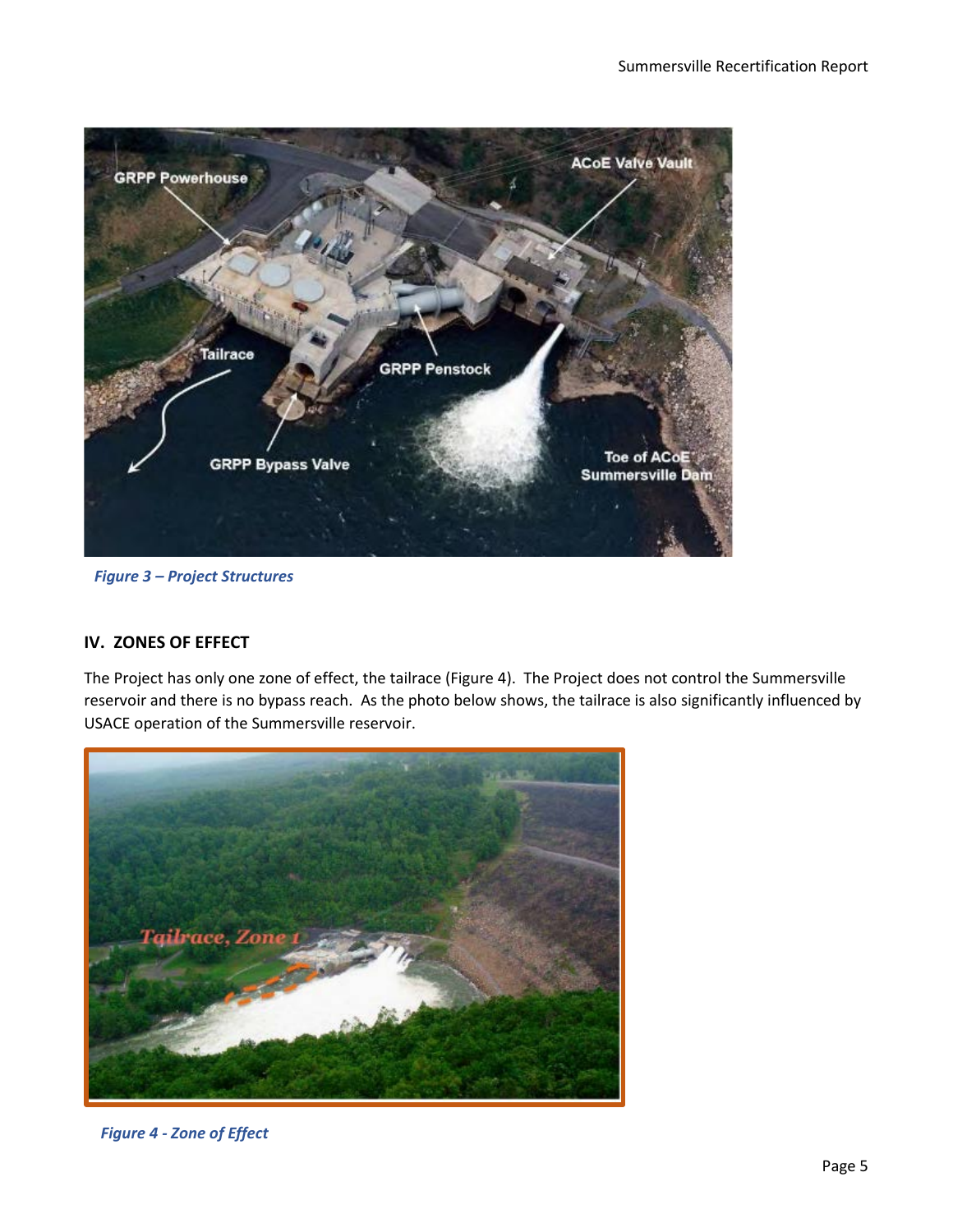*Figure 3 – Project Structures*

## IV. ZONES OF EFFECT

The Project has only one zone of effect, the tailrace (Figure 4). The Project does not control the Summersville reservoir and there is no bypass reach. As the photo below shows, the tailrace is also significantly influenced by USACE operation of the Summersville reservoir.

*Figure 4 - Zone of Effect*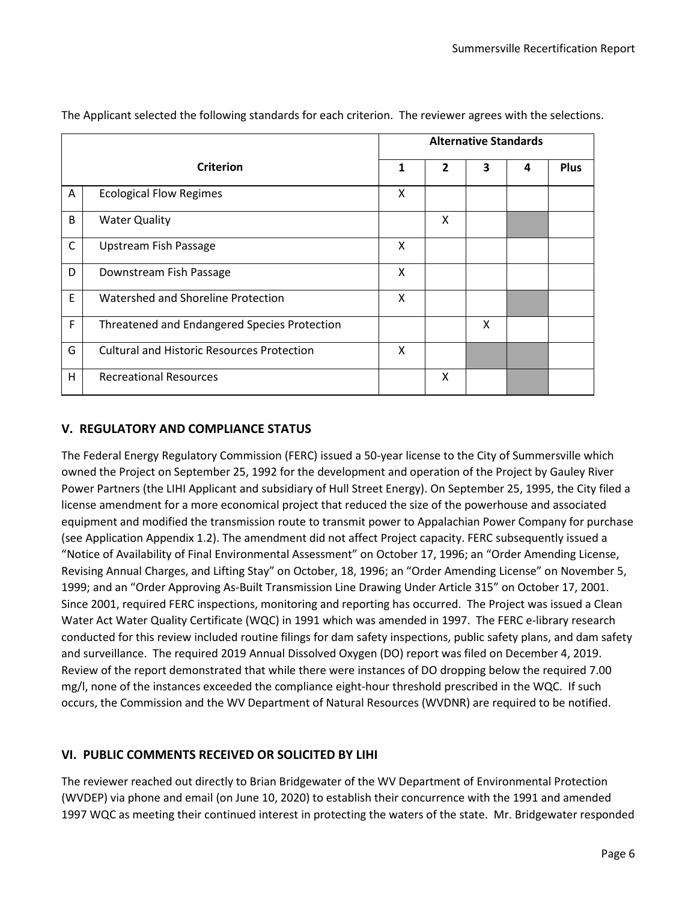The Applicant selected the following standards for each criterion. The reviewer agrees with the selections.

| | Criterion | Alternative Standards | | | | |
|---|---|---|---|---|---|---|
| | | 1 | 2 | 3 | 4 | Plus |
| A | Ecological Flow Regimes | X | | | | |
| B | Water Quality | | X | | | |
| C | Upstream Fish Passage | X | | | | |
| D | Downstream Fish Passage | X | | | | |
| E | Watershed and Shoreline Protection | X | | | | |
| F | Threatened and Endangered Species Protection | | | X | | |
| G | Cultural and Historic Resources Protection | X | | | | |
| H | Recreational Resources | | X | | | |

## V. REGULATORY AND COMPLIANCE STATUS

The Federal Energy Regulatory Commission (FERC) issued a 50-year license to the City of Summersville which owned the Project on September 25, 1992 for the development and operation of the Project by Gauley River Power Partners (the LIHI Applicant and subsidiary of Hull Street Energy). On September 25, 1995, the City filed a license amendment for a more economical project that reduced the size of the powerhouse and associated equipment and modified the transmission route to transmit power to Appalachian Power Company for purchase (see Application Appendix 1.2). The amendment did not affect Project capacity. FERC subsequently issued a "Notice of Availability of Final Environmental Assessment" on October 17, 1996; an "Order Amending License, Revising Annual Charges, and Lifting Stay" on October, 18, 1996; an "Order Amending License" on November 5, 1999; and an "Order Approving As-Built Transmission Line Drawing Under Article 315" on October 17, 2001. Since 2001, required FERC inspections, monitoring and reporting has occurred. The Project was issued a Clean Water Act Water Quality Certificate (WQC) in 1991 which was amended in 1997. The FERC e-library research conducted for this review included routine filings for dam safety inspections, public safety plans, and dam safety and surveillance. The required 2019 Annual Dissolved Oxygen (DO) report was filed on December 4, 2019. Review of the report demonstrated that while there were instances of DO dropping below the required 7.00 mg/l, none of the instances exceeded the compliance eight-hour threshold prescribed in the WQC. If such occurs, the Commission and the WV Department of Natural Resources (WVDNR) are required to be notified.

## VI. PUBLIC COMMENTS RECEIVED OR SOLICITED BY LIHI

The reviewer reached out directly to Brian Bridgewater of the WV Department of Environmental Protection (WVDEP) via phone and email (on June 10, 2020) to establish their concurrence with the 1991 and amended 1997 WQC as meeting their continued interest in protecting the waters of the state. Mr. Bridgewater responded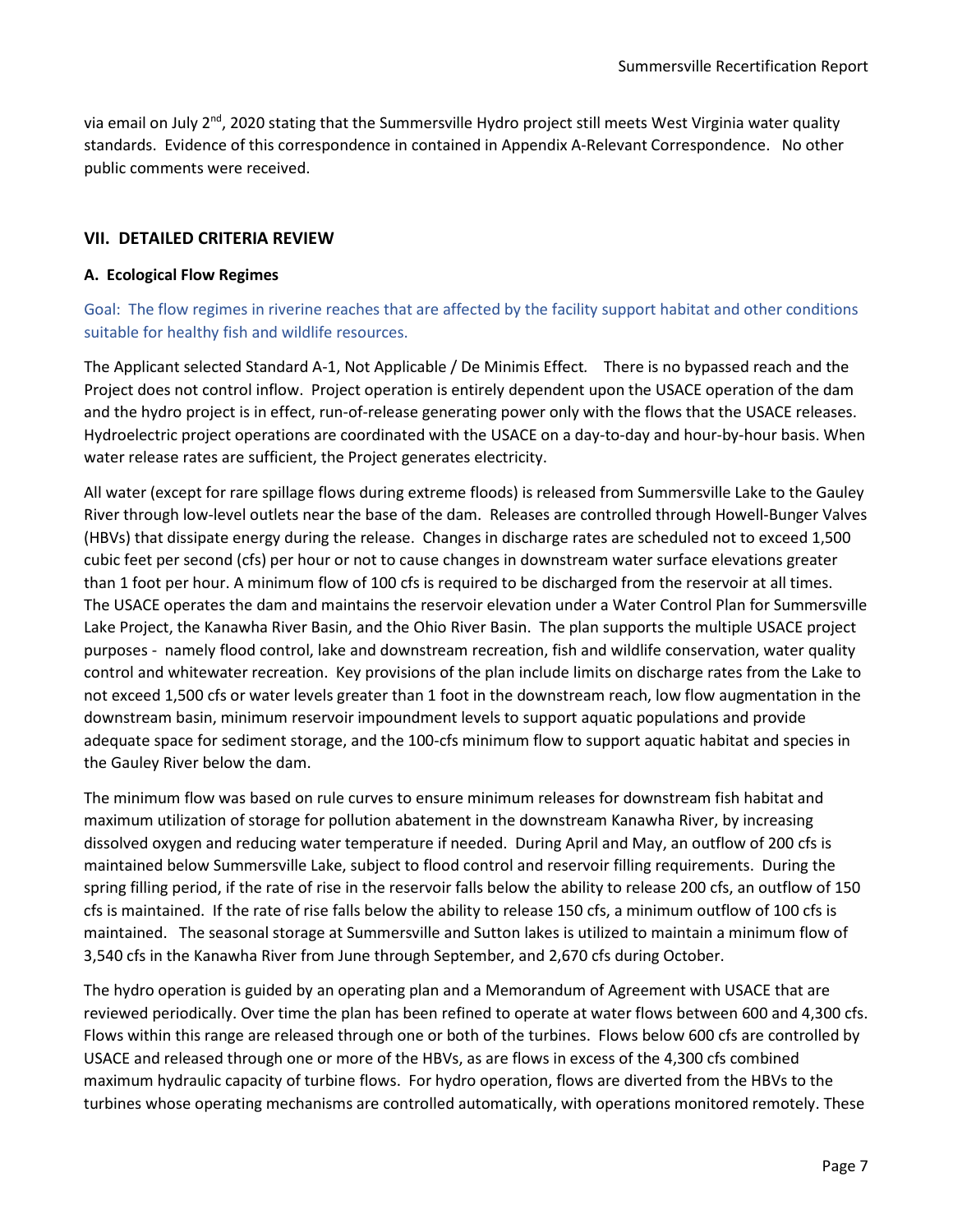via email on July 2nd, 2020 stating that the Summersville Hydro project still meets West Virginia water quality standards. Evidence of this correspondence in contained in Appendix A-Relevant Correspondence. No other public comments were received.

## VII. DETAILED CRITERIA REVIEW

### A. Ecological Flow Regimes

Goal: The flow regimes in riverine reaches that are affected by the facility support habitat and other conditions suitable for healthy fish and wildlife resources.

The Applicant selected Standard A-1, Not Applicable / De Minimis Effect*.* There is no bypassed reach and the Project does not control inflow. Project operation is entirely dependent upon the USACE operation of the dam and the hydro project is in effect, run-of-release generating power only with the flows that the USACE releases. Hydroelectric project operations are coordinated with the USACE on a day-to-day and hour-by-hour basis. When water release rates are sufficient, the Project generates electricity.

All water (except for rare spillage flows during extreme floods) is released from Summersville Lake to the Gauley River through low-level outlets near the base of the dam. Releases are controlled through Howell-Bunger Valves (HBVs) that dissipate energy during the release. Changes in discharge rates are scheduled not to exceed 1,500 cubic feet per second (cfs) per hour or not to cause changes in downstream water surface elevations greater than 1 foot per hour. A minimum flow of 100 cfs is required to be discharged from the reservoir at all times. The USACE operates the dam and maintains the reservoir elevation under a Water Control Plan for Summersville Lake Project, the Kanawha River Basin, and the Ohio River Basin. The plan supports the multiple USACE project purposes - namely flood control, lake and downstream recreation, fish and wildlife conservation, water quality control and whitewater recreation. Key provisions of the plan include limits on discharge rates from the Lake to not exceed 1,500 cfs or water levels greater than 1 foot in the downstream reach, low flow augmentation in the downstream basin, minimum reservoir impoundment levels to support aquatic populations and provide adequate space for sediment storage, and the 100-cfs minimum flow to support aquatic habitat and species in the Gauley River below the dam.

The minimum flow was based on rule curves to ensure minimum releases for downstream fish habitat and maximum utilization of storage for pollution abatement in the downstream Kanawha River, by increasing dissolved oxygen and reducing water temperature if needed. During April and May, an outflow of 200 cfs is maintained below Summersville Lake, subject to flood control and reservoir filling requirements. During the spring filling period, if the rate of rise in the reservoir falls below the ability to release 200 cfs, an outflow of 150 cfs is maintained. If the rate of rise falls below the ability to release 150 cfs, a minimum outflow of 100 cfs is maintained. The seasonal storage at Summersville and Sutton lakes is utilized to maintain a minimum flow of 3,540 cfs in the Kanawha River from June through September, and 2,670 cfs during October.

The hydro operation is guided by an operating plan and a Memorandum of Agreement with USACE that are reviewed periodically. Over time the plan has been refined to operate at water flows between 600 and 4,300 cfs. Flows within this range are released through one or both of the turbines. Flows below 600 cfs are controlled by USACE and released through one or more of the HBVs, as are flows in excess of the 4,300 cfs combined maximum hydraulic capacity of turbine flows. For hydro operation, flows are diverted from the HBVs to the turbines whose operating mechanisms are controlled automatically, with operations monitored remotely. These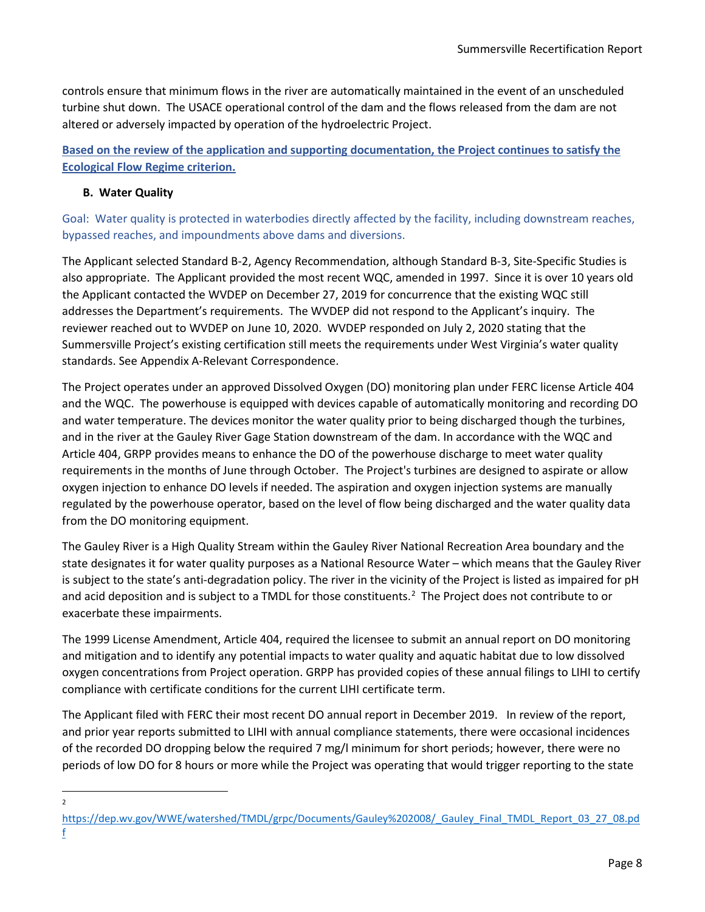controls ensure that minimum flows in the river are automatically maintained in the event of an unscheduled turbine shut down. The USACE operational control of the dam and the flows released from the dam are not altered or adversely impacted by operation of the hydroelectric Project.

**Based on the review of the application and supporting documentation, the Project continues to satisfy the Ecological Flow Regime criterion.**

### B. Water Quality

Goal: Water quality is protected in waterbodies directly affected by the facility, including downstream reaches, bypassed reaches, and impoundments above dams and diversions.

The Applicant selected Standard B-2, Agency Recommendation, although Standard B-3, Site-Specific Studies is also appropriate. The Applicant provided the most recent WQC, amended in 1997. Since it is over 10 years old the Applicant contacted the WVDEP on December 27, 2019 for concurrence that the existing WQC still addresses the Department's requirements. The WVDEP did not respond to the Applicant's inquiry. The reviewer reached out to WVDEP on June 10, 2020. WVDEP responded on July 2, 2020 stating that the Summersville Project's existing certification still meets the requirements under West Virginia's water quality standards. See Appendix A-Relevant Correspondence.

The Project operates under an approved Dissolved Oxygen (DO) monitoring plan under FERC license Article 404 and the WQC. The powerhouse is equipped with devices capable of automatically monitoring and recording DO and water temperature. The devices monitor the water quality prior to being discharged though the turbines, and in the river at the Gauley River Gage Station downstream of the dam. In accordance with the WQC and Article 404, GRPP provides means to enhance the DO of the powerhouse discharge to meet water quality requirements in the months of June through October. The Project's turbines are designed to aspirate or allow oxygen injection to enhance DO levels if needed. The aspiration and oxygen injection systems are manually regulated by the powerhouse operator, based on the level of flow being discharged and the water quality data from the DO monitoring equipment.

The Gauley River is a High Quality Stream within the Gauley River National Recreation Area boundary and the state designates it for water quality purposes as a National Resource Water – which means that the Gauley River is subject to the state's anti-degradation policy. The river in the vicinity of the Project is listed as impaired for pH and acid deposition and is subject to a TMDL for those constituents.[2] The Project does not contribute to or exacerbate these impairments.

The 1999 License Amendment, Article 404, required the licensee to submit an annual report on DO monitoring and mitigation and to identify any potential impacts to water quality and aquatic habitat due to low dissolved oxygen concentrations from Project operation. GRPP has provided copies of these annual filings to LIHI to certify compliance with certificate conditions for the current LIHI certificate term.

The Applicant filed with FERC their most recent DO annual report in December 2019. In review of the report, and prior year reports submitted to LIHI with annual compliance statements, there were occasional incidences of the recorded DO dropping below the required 7 mg/l minimum for short periods; however, there were no periods of low DO for 8 hours or more while the Project was operating that would trigger reporting to the state

---

[2] https://dep.wv.gov/WWE/watershed/TMDL/grpc/Documents/Gauley%202008/_Gauley_Final_TMDL_Report_03_27_08.pdf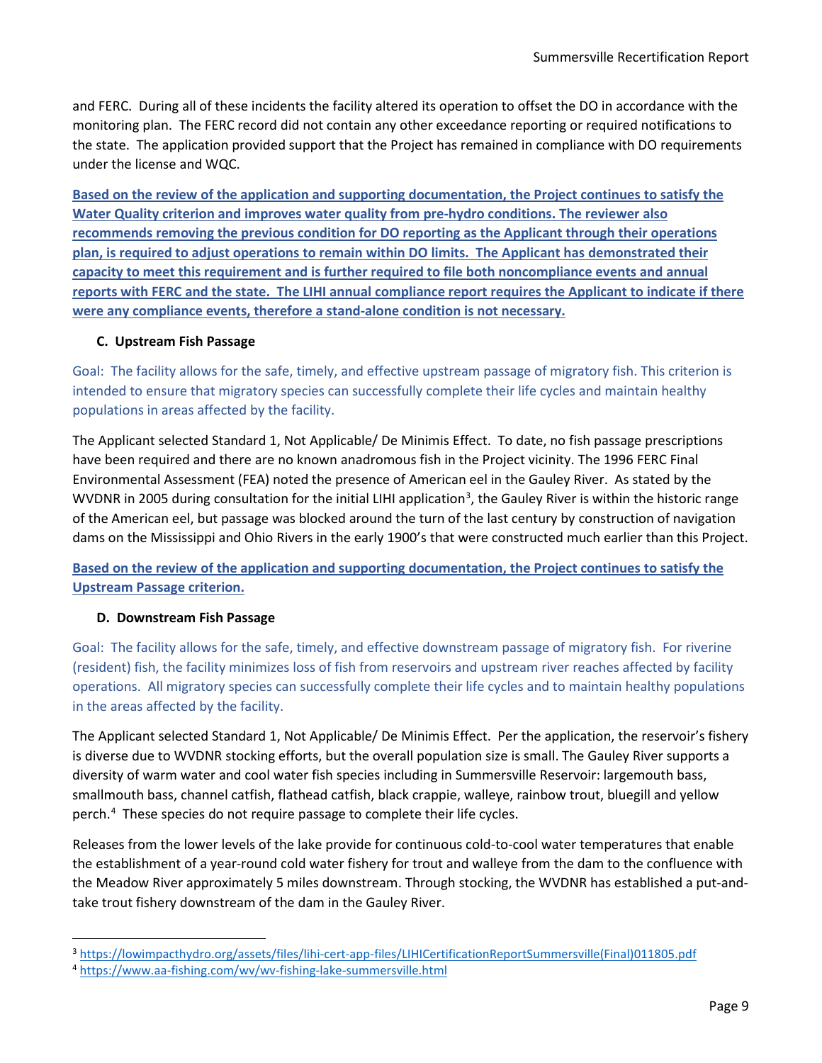and FERC. During all of these incidents the facility altered its operation to offset the DO in accordance with the monitoring plan. The FERC record did not contain any other exceedance reporting or required notifications to the state. The application provided support that the Project has remained in compliance with DO requirements under the license and WQC.

**Based on the review of the application and supporting documentation, the Project continues to satisfy the Water Quality criterion and improves water quality from pre-hydro conditions. The reviewer also recommends removing the previous condition for DO reporting as the Applicant through their operations plan, is required to adjust operations to remain within DO limits. The Applicant has demonstrated their capacity to meet this requirement and is further required to file both noncompliance events and annual reports with FERC and the state. The LIHI annual compliance report requires the Applicant to indicate if there were any compliance events, therefore a stand-alone condition is not necessary.**

### C. Upstream Fish Passage

Goal: The facility allows for the safe, timely, and effective upstream passage of migratory fish. This criterion is intended to ensure that migratory species can successfully complete their life cycles and maintain healthy populations in areas affected by the facility.

The Applicant selected Standard 1, Not Applicable/ De Minimis Effect. To date, no fish passage prescriptions have been required and there are no known anadromous fish in the Project vicinity. The 1996 FERC Final Environmental Assessment (FEA) noted the presence of American eel in the Gauley River. As stated by the WVDNR in 2005 during consultation for the initial LIHI application[3], the Gauley River is within the historic range of the American eel, but passage was blocked around the turn of the last century by construction of navigation dams on the Mississippi and Ohio Rivers in the early 1900's that were constructed much earlier than this Project.

**Based on the review of the application and supporting documentation, the Project continues to satisfy the Upstream Passage criterion.**

### D. Downstream Fish Passage

Goal: The facility allows for the safe, timely, and effective downstream passage of migratory fish. For riverine (resident) fish, the facility minimizes loss of fish from reservoirs and upstream river reaches affected by facility operations. All migratory species can successfully complete their life cycles and to maintain healthy populations in the areas affected by the facility.

The Applicant selected Standard 1, Not Applicable/ De Minimis Effect. Per the application, the reservoir's fishery is diverse due to WVDNR stocking efforts, but the overall population size is small. The Gauley River supports a diversity of warm water and cool water fish species including in Summersville Reservoir: largemouth bass, smallmouth bass, channel catfish, flathead catfish, black crappie, walleye, rainbow trout, bluegill and yellow perch.[4] These species do not require passage to complete their life cycles.

Releases from the lower levels of the lake provide for continuous cold-to-cool water temperatures that enable the establishment of a year-round cold water fishery for trout and walleye from the dam to the confluence with the Meadow River approximately 5 miles downstream. Through stocking, the WVDNR has established a put-and-take trout fishery downstream of the dam in the Gauley River.

[3] https://lowimpacthydro.org/assets/files/lihi-cert-app-files/LIHICertificationReportSummersville(Final)011805.pdf

[4] https://www.aa-fishing.com/wv/wv-fishing-lake-summersville.html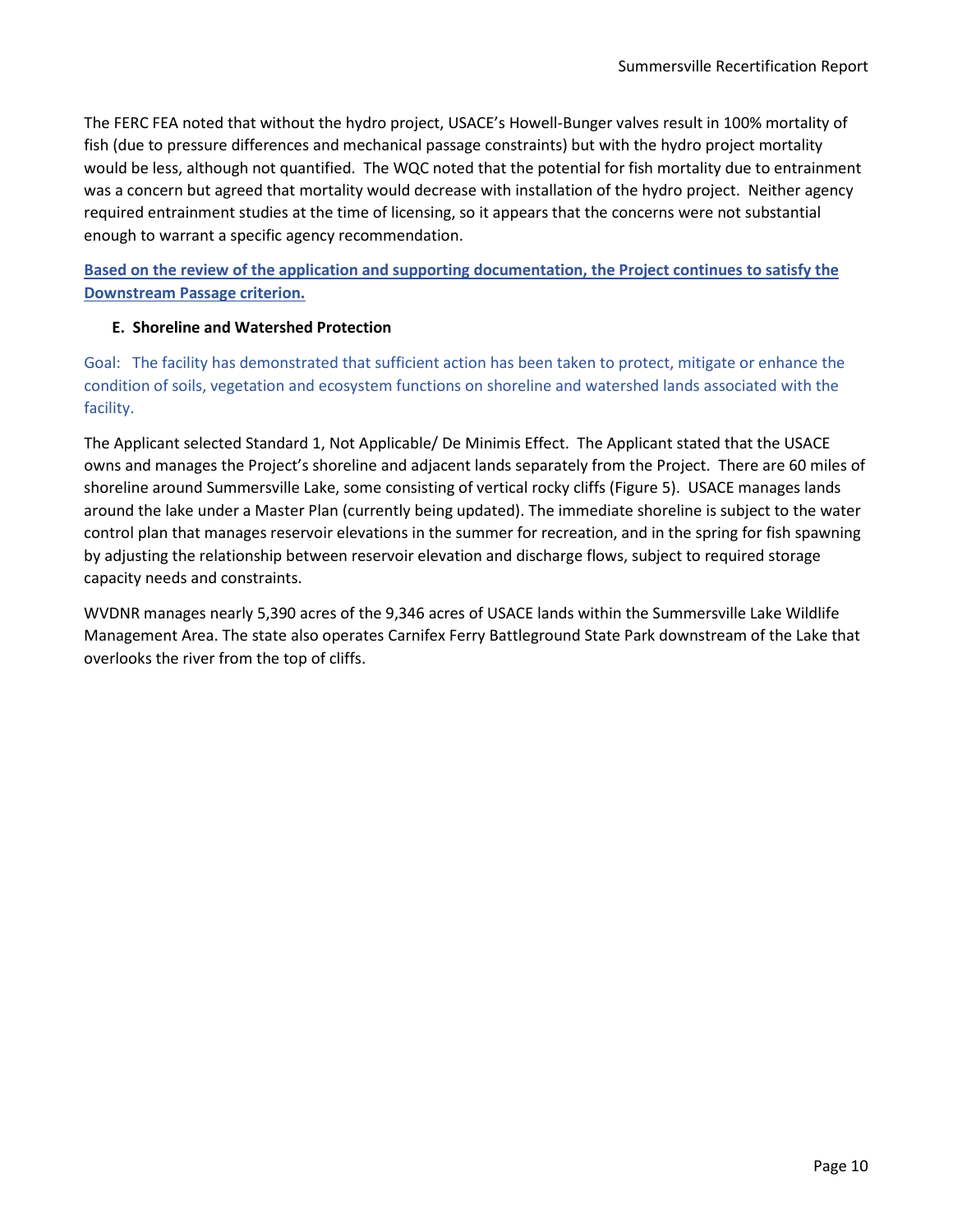The FERC FEA noted that without the hydro project, USACE's Howell-Bunger valves result in 100% mortality of fish (due to pressure differences and mechanical passage constraints) but with the hydro project mortality would be less, although not quantified. The WQC noted that the potential for fish mortality due to entrainment was a concern but agreed that mortality would decrease with installation of the hydro project. Neither agency required entrainment studies at the time of licensing, so it appears that the concerns were not substantial enough to warrant a specific agency recommendation.

**Based on the review of the application and supporting documentation, the Project continues to satisfy the Downstream Passage criterion.**

### E. Shoreline and Watershed Protection

Goal: The facility has demonstrated that sufficient action has been taken to protect, mitigate or enhance the condition of soils, vegetation and ecosystem functions on shoreline and watershed lands associated with the facility.

The Applicant selected Standard 1, Not Applicable/ De Minimis Effect. The Applicant stated that the USACE owns and manages the Project's shoreline and adjacent lands separately from the Project. There are 60 miles of shoreline around Summersville Lake, some consisting of vertical rocky cliffs (Figure 5). USACE manages lands around the lake under a Master Plan (currently being updated). The immediate shoreline is subject to the water control plan that manages reservoir elevations in the summer for recreation, and in the spring for fish spawning by adjusting the relationship between reservoir elevation and discharge flows, subject to required storage capacity needs and constraints.

WVDNR manages nearly 5,390 acres of the 9,346 acres of USACE lands within the Summersville Lake Wildlife Management Area. The state also operates Carnifex Ferry Battleground State Park downstream of the Lake that overlooks the river from the top of cliffs.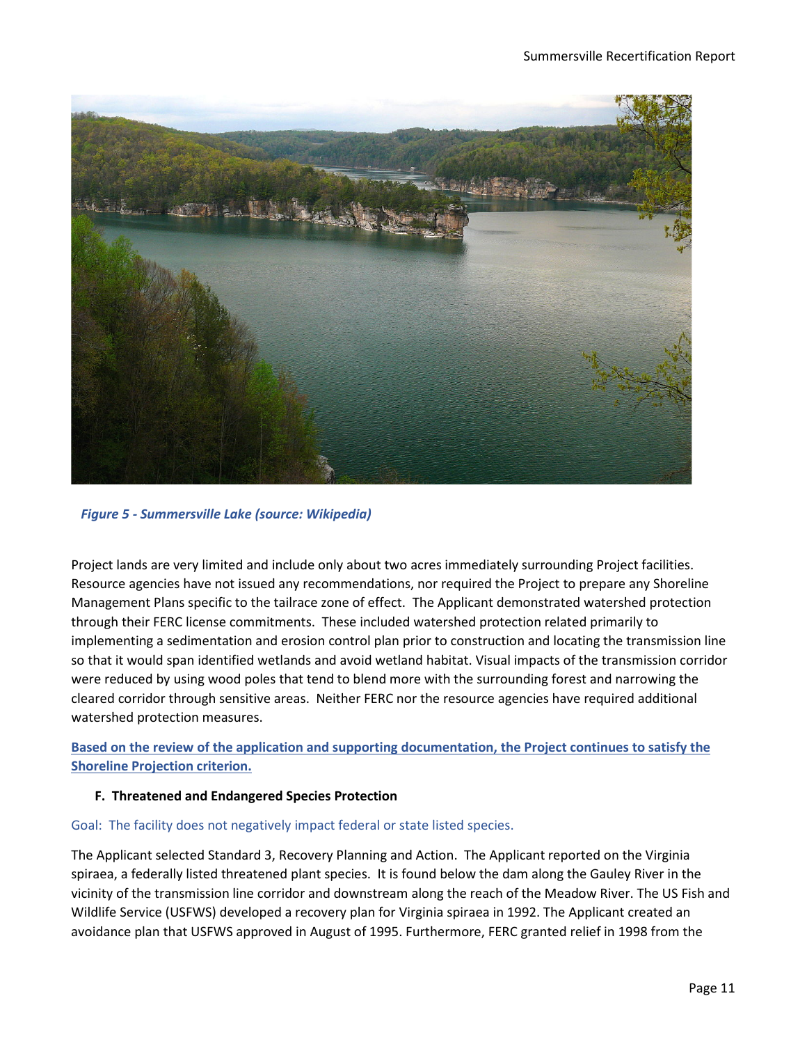*Figure 5 - Summersville Lake (source: Wikipedia)*

Project lands are very limited and include only about two acres immediately surrounding Project facilities. Resource agencies have not issued any recommendations, nor required the Project to prepare any Shoreline Management Plans specific to the tailrace zone of effect. The Applicant demonstrated watershed protection through their FERC license commitments. These included watershed protection related primarily to implementing a sedimentation and erosion control plan prior to construction and locating the transmission line so that it would span identified wetlands and avoid wetland habitat. Visual impacts of the transmission corridor were reduced by using wood poles that tend to blend more with the surrounding forest and narrowing the cleared corridor through sensitive areas. Neither FERC nor the resource agencies have required additional watershed protection measures.

**Based on the review of the application and supporting documentation, the Project continues to satisfy the Shoreline Projection criterion.**

### F. Threatened and Endangered Species Protection

Goal: The facility does not negatively impact federal or state listed species.

The Applicant selected Standard 3, Recovery Planning and Action. The Applicant reported on the Virginia spiraea, a federally listed threatened plant species. It is found below the dam along the Gauley River in the vicinity of the transmission line corridor and downstream along the reach of the Meadow River. The US Fish and Wildlife Service (USFWS) developed a recovery plan for Virginia spiraea in 1992. The Applicant created an avoidance plan that USFWS approved in August of 1995. Furthermore, FERC granted relief in 1998 from the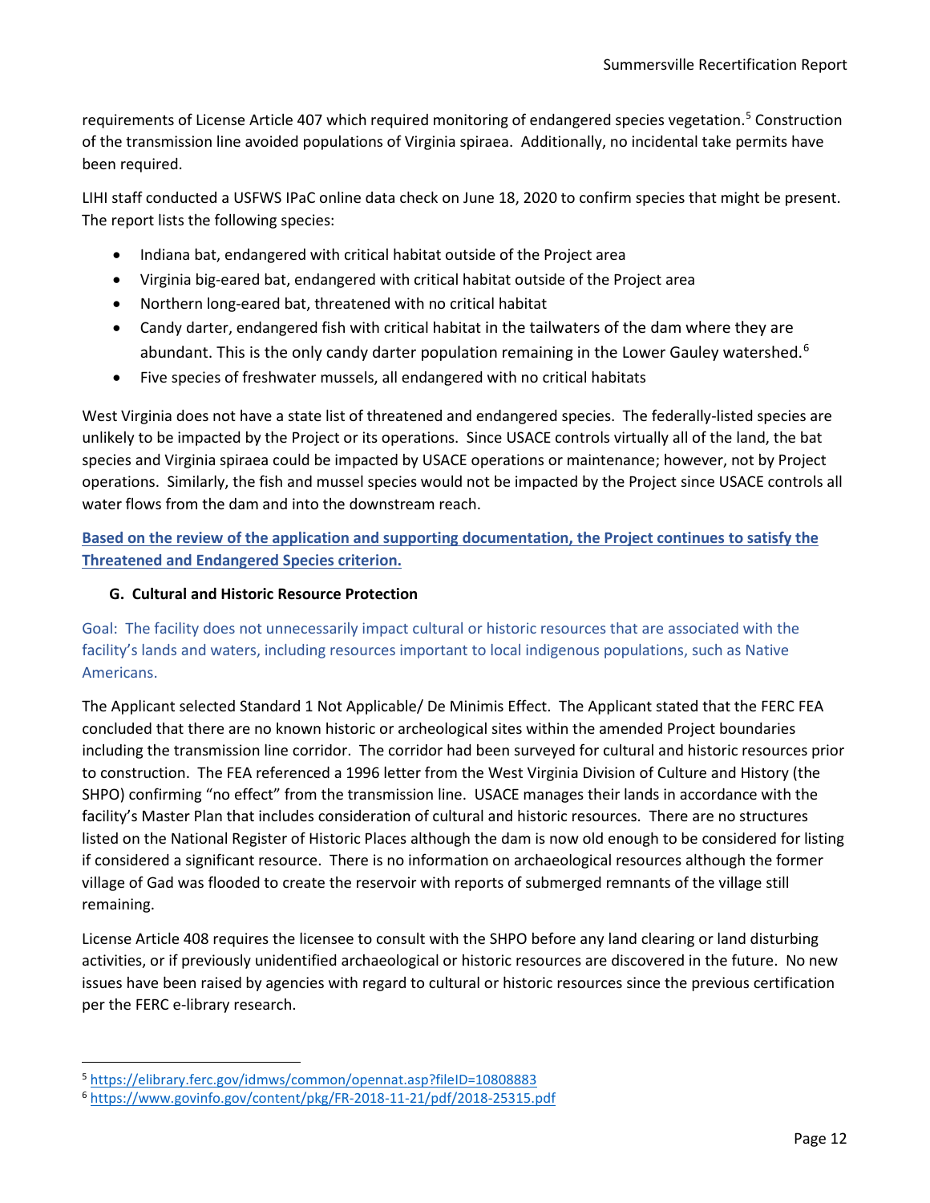requirements of License Article 407 which required monitoring of endangered species vegetation.[5] Construction of the transmission line avoided populations of Virginia spiraea. Additionally, no incidental take permits have been required.

LIHI staff conducted a USFWS IPaC online data check on June 18, 2020 to confirm species that might be present. The report lists the following species:

- Indiana bat, endangered with critical habitat outside of the Project area
- Virginia big-eared bat, endangered with critical habitat outside of the Project area
- Northern long-eared bat, threatened with no critical habitat
- Candy darter, endangered fish with critical habitat in the tailwaters of the dam where they are abundant. This is the only candy darter population remaining in the Lower Gauley watershed.[6]
- Five species of freshwater mussels, all endangered with no critical habitats

West Virginia does not have a state list of threatened and endangered species. The federally-listed species are unlikely to be impacted by the Project or its operations. Since USACE controls virtually all of the land, the bat species and Virginia spiraea could be impacted by USACE operations or maintenance; however, not by Project operations. Similarly, the fish and mussel species would not be impacted by the Project since USACE controls all water flows from the dam and into the downstream reach.

**Based on the review of the application and supporting documentation, the Project continues to satisfy the Threatened and Endangered Species criterion.**

### G. Cultural and Historic Resource Protection

Goal: The facility does not unnecessarily impact cultural or historic resources that are associated with the facility's lands and waters, including resources important to local indigenous populations, such as Native Americans.

The Applicant selected Standard 1 Not Applicable/ De Minimis Effect. The Applicant stated that the FERC FEA concluded that there are no known historic or archeological sites within the amended Project boundaries including the transmission line corridor. The corridor had been surveyed for cultural and historic resources prior to construction. The FEA referenced a 1996 letter from the West Virginia Division of Culture and History (the SHPO) confirming "no effect" from the transmission line. USACE manages their lands in accordance with the facility's Master Plan that includes consideration of cultural and historic resources. There are no structures listed on the National Register of Historic Places although the dam is now old enough to be considered for listing if considered a significant resource. There is no information on archaeological resources although the former village of Gad was flooded to create the reservoir with reports of submerged remnants of the village still remaining.

License Article 408 requires the licensee to consult with the SHPO before any land clearing or land disturbing activities, or if previously unidentified archaeological or historic resources are discovered in the future. No new issues have been raised by agencies with regard to cultural or historic resources since the previous certification per the FERC e-library research.

---

[5] https://elibrary.ferc.gov/idmws/common/opennat.asp?fileID=10808883

[6] https://www.govinfo.gov/content/pkg/FR-2018-11-21/pdf/2018-25315.pdf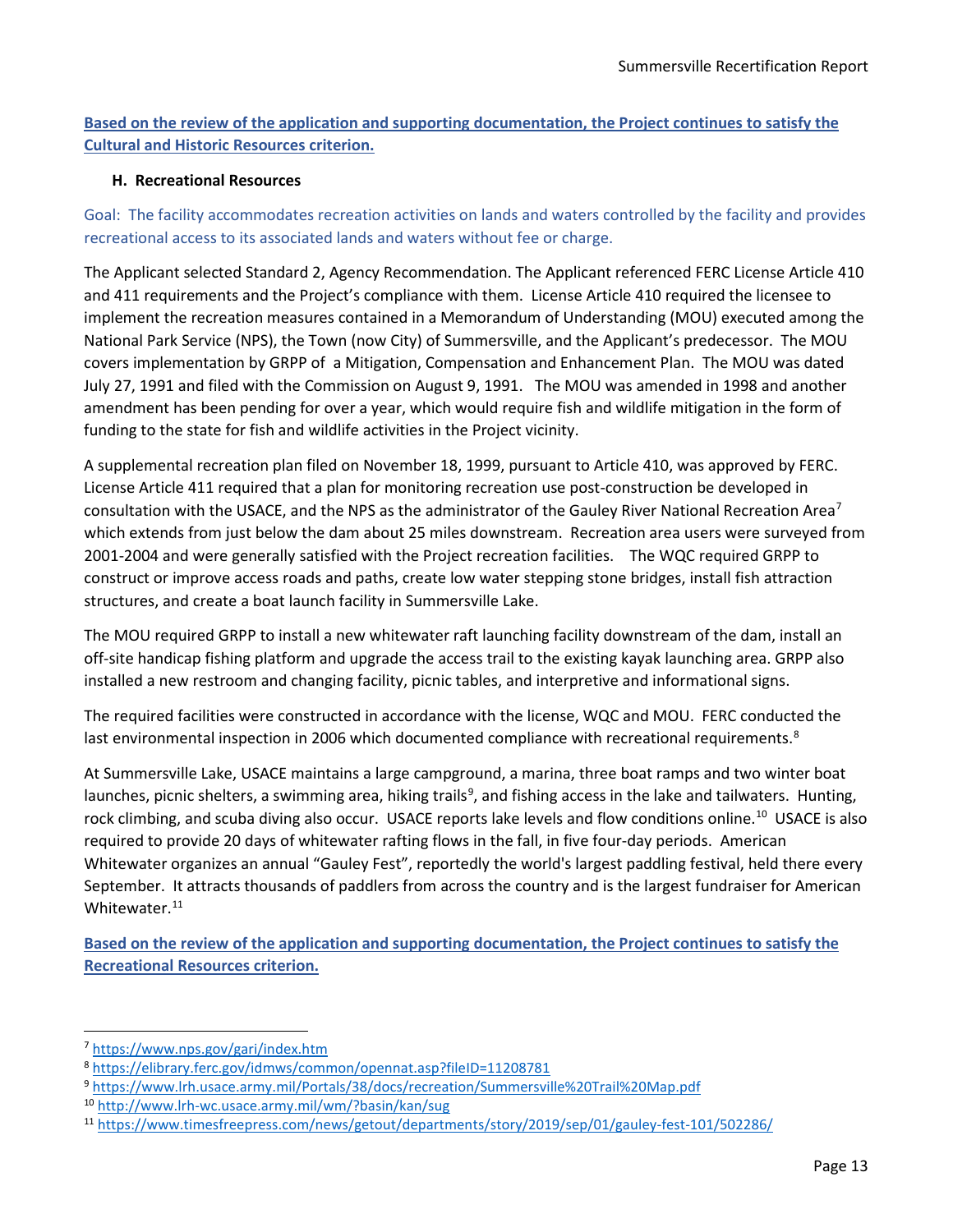**Based on the review of the application and supporting documentation, the Project continues to satisfy the Cultural and Historic Resources criterion.**

### H. Recreational Resources

Goal: The facility accommodates recreation activities on lands and waters controlled by the facility and provides recreational access to its associated lands and waters without fee or charge.

The Applicant selected Standard 2, Agency Recommendation. The Applicant referenced FERC License Article 410 and 411 requirements and the Project's compliance with them. License Article 410 required the licensee to implement the recreation measures contained in a Memorandum of Understanding (MOU) executed among the National Park Service (NPS), the Town (now City) of Summersville, and the Applicant's predecessor. The MOU covers implementation by GRPP of a Mitigation, Compensation and Enhancement Plan. The MOU was dated July 27, 1991 and filed with the Commission on August 9, 1991. The MOU was amended in 1998 and another amendment has been pending for over a year, which would require fish and wildlife mitigation in the form of funding to the state for fish and wildlife activities in the Project vicinity.

A supplemental recreation plan filed on November 18, 1999, pursuant to Article 410, was approved by FERC. License Article 411 required that a plan for monitoring recreation use post-construction be developed in consultation with the USACE, and the NPS as the administrator of the Gauley River National Recreation Area[7] which extends from just below the dam about 25 miles downstream. Recreation area users were surveyed from 2001-2004 and were generally satisfied with the Project recreation facilities. The WQC required GRPP to construct or improve access roads and paths, create low water stepping stone bridges, install fish attraction structures, and create a boat launch facility in Summersville Lake.

The MOU required GRPP to install a new whitewater raft launching facility downstream of the dam, install an off-site handicap fishing platform and upgrade the access trail to the existing kayak launching area. GRPP also installed a new restroom and changing facility, picnic tables, and interpretive and informational signs.

The required facilities were constructed in accordance with the license, WQC and MOU. FERC conducted the last environmental inspection in 2006 which documented compliance with recreational requirements.[8]

At Summersville Lake, USACE maintains a large campground, a marina, three boat ramps and two winter boat launches, picnic shelters, a swimming area, hiking trails[9], and fishing access in the lake and tailwaters. Hunting, rock climbing, and scuba diving also occur. USACE reports lake levels and flow conditions online.[10] USACE is also required to provide 20 days of whitewater rafting flows in the fall, in five four-day periods. American Whitewater organizes an annual "Gauley Fest", reportedly the world's largest paddling festival, held there every September. It attracts thousands of paddlers from across the country and is the largest fundraiser for American Whitewater.[11]

**Based on the review of the application and supporting documentation, the Project continues to satisfy the Recreational Resources criterion.**

---

[7] https://www.nps.gov/gari/index.htm

[8] https://elibrary.ferc.gov/idmws/common/opennat.asp?fileID=11208781

[9] https://www.lrh.usace.army.mil/Portals/38/docs/recreation/Summersville%20Trail%20Map.pdf

[10] http://www.lrh-wc.usace.army.mil/wm/?basin/kan/sug

[11] https://www.timesfreepress.com/news/getout/departments/story/2019/sep/01/gauley-fest-101/502286/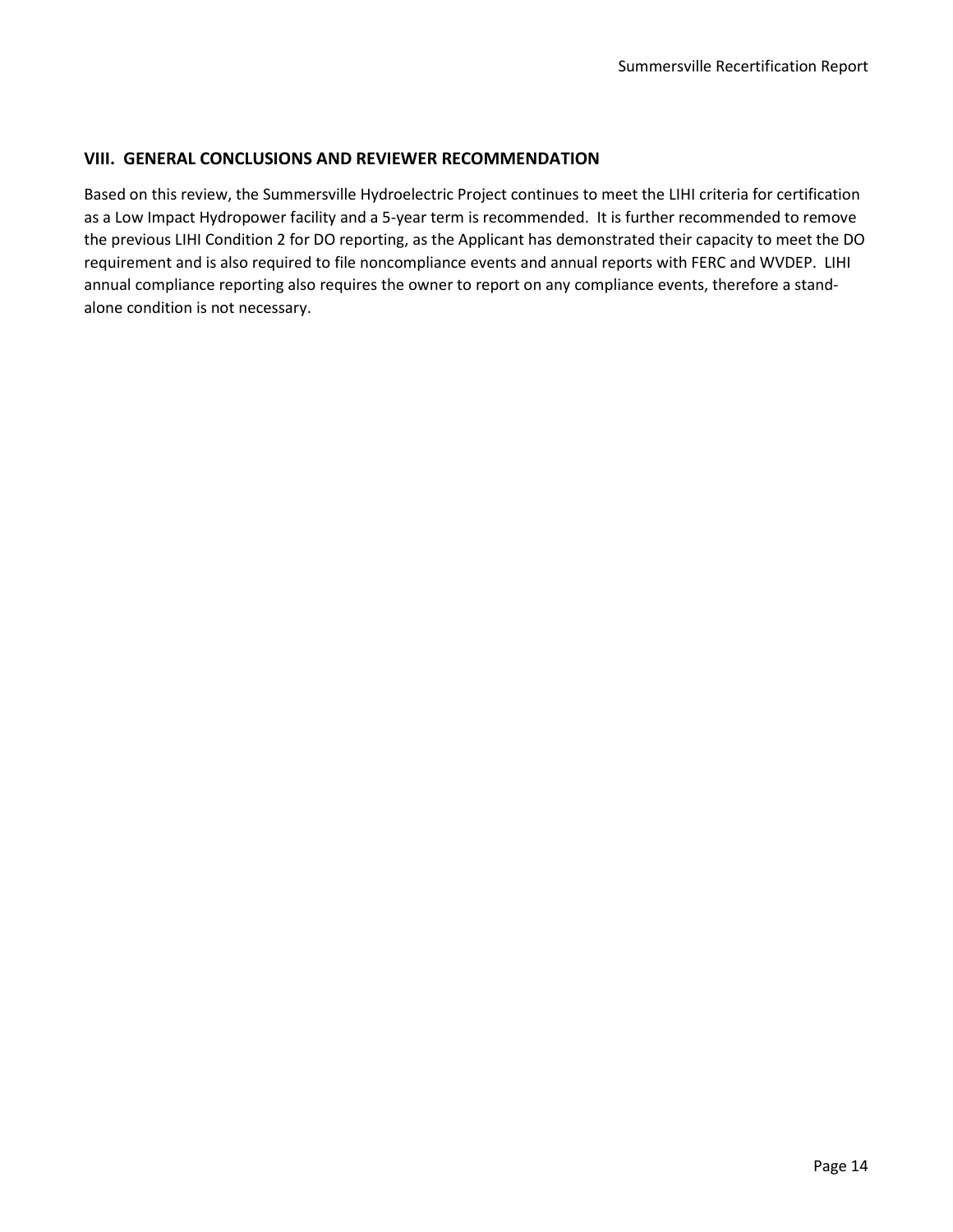## VIII. GENERAL CONCLUSIONS AND REVIEWER RECOMMENDATION

Based on this review, the Summersville Hydroelectric Project continues to meet the LIHI criteria for certification as a Low Impact Hydropower facility and a 5-year term is recommended. It is further recommended to remove the previous LIHI Condition 2 for DO reporting, as the Applicant has demonstrated their capacity to meet the DO requirement and is also required to file noncompliance events and annual reports with FERC and WVDEP. LIHI annual compliance reporting also requires the owner to report on any compliance events, therefore a stand-alone condition is not necessary.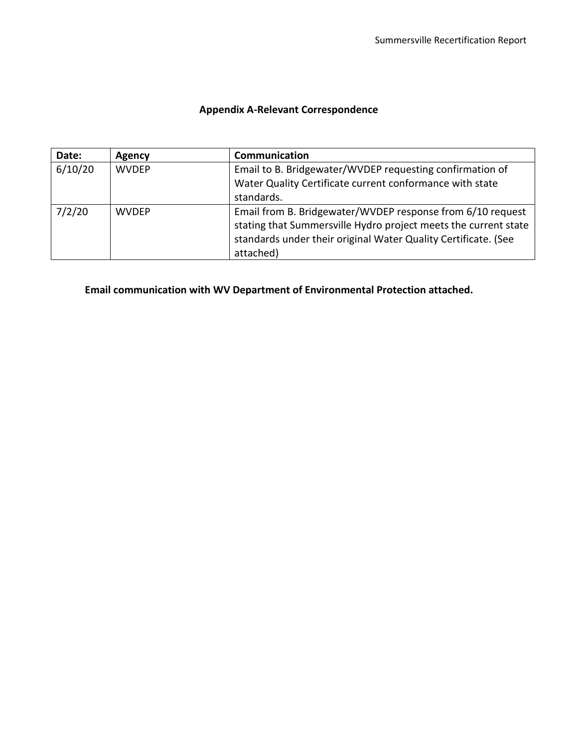## Appendix A-Relevant Correspondence

| Date: | Agency | Communication |
|---|---|---|
| 6/10/20 | WVDEP | Email to B. Bridgewater/WVDEP requesting confirmation of Water Quality Certificate current conformance with state standards. |
| 7/2/20 | WVDEP | Email from B. Bridgewater/WVDEP response from 6/10 request stating that Summersville Hydro project meets the current state standards under their original Water Quality Certificate. (See attached) |

**Email communication with WV Department of Environmental Protection attached.**